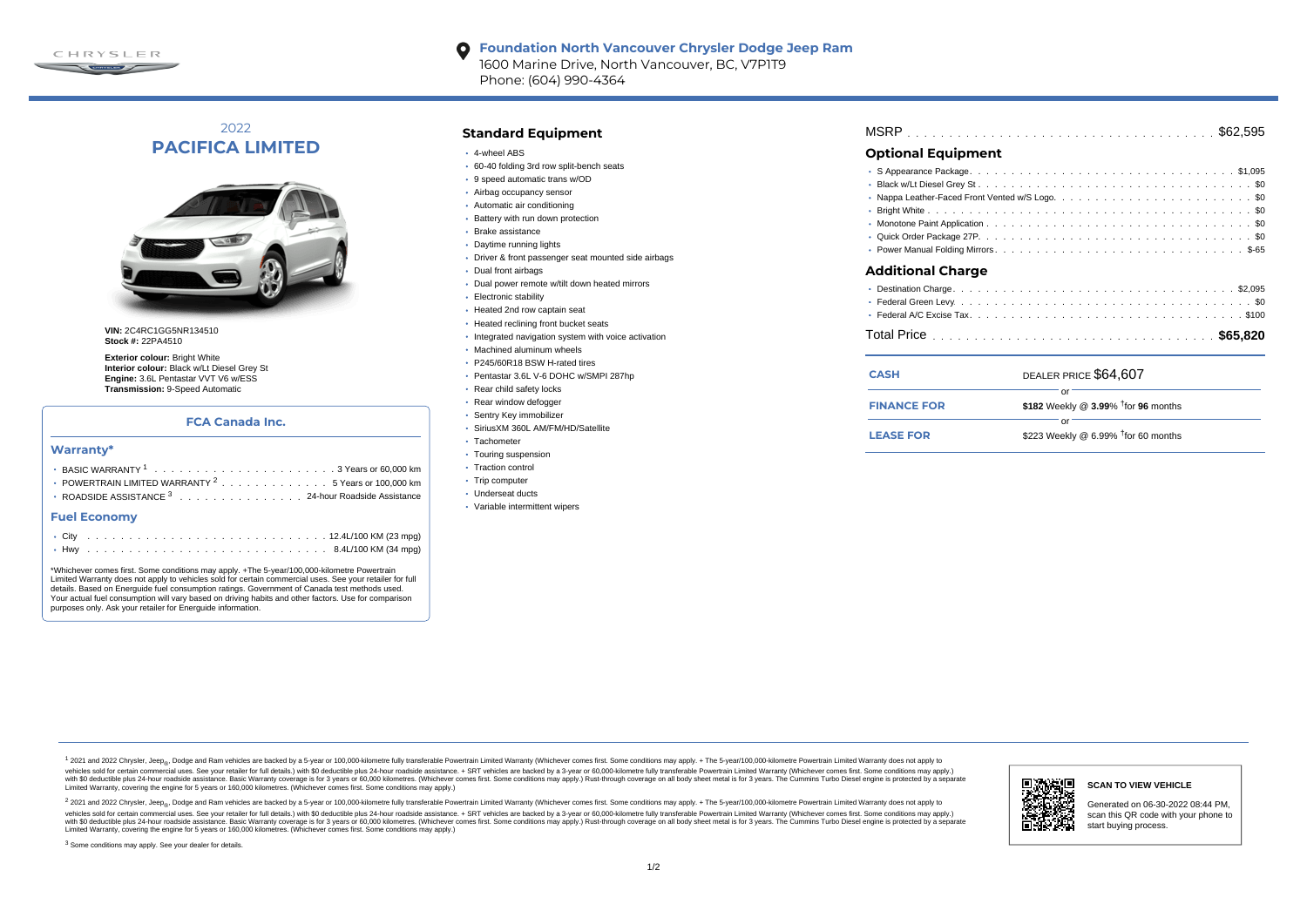CHRYSLER

**Foundation North Vancouver Chrysler Dodge Jeep Ram**
1600 Marine Drive, North Vancouver, BC, V7P1T9
Phone: (604) 990-4364

## 2022
# PACIFICA LIMITED

**VIN:** 2C4RC1GG5NR134510
**Stock #:** 22PA4510

**Exterior colour:** Bright White
**Interior colour:** Black w/Lt Diesel Grey St
**Engine:** 3.6L Pentastar VVT V6 w/ESS
**Transmission:** 9-Speed Automatic

### FCA Canada Inc.

#### Warranty*

- BASIC WARRANTY [1] . . . 3 Years or 60,000 km
- POWERTRAIN LIMITED WARRANTY [2] . . . 5 Years or 100,000 km
- ROADSIDE ASSISTANCE [3] . . . 24-hour Roadside Assistance

#### Fuel Economy

- City . . . 12.4L/100 KM (23 mpg)
- Hwy . . . 8.4L/100 KM (34 mpg)

*Whichever comes first. Some conditions may apply. +The 5-year/100,000-kilometre Powertrain Limited Warranty does not apply to vehicles sold for certain commercial uses. See your retailer for full details. Based on Energuide fuel consumption ratings. Government of Canada test methods used. Your actual fuel consumption will vary based on driving habits and other factors. Use for comparison purposes only. Ask your retailer for Energuide information.

## Standard Equipment

- 4-wheel ABS
- 60-40 folding 3rd row split-bench seats
- 9 speed automatic trans w/OD
- Airbag occupancy sensor
- Automatic air conditioning
- Battery with run down protection
- Brake assistance
- Daytime running lights
- Driver & front passenger seat mounted side airbags
- Dual front airbags
- Dual power remote w/tilt down heated mirrors
- Electronic stability
- Heated 2nd row captain seat
- Heated reclining front bucket seats
- Integrated navigation system with voice activation
- Machined aluminum wheels
- P245/60R18 BSW H-rated tires
- Pentastar 3.6L V-6 DOHC w/SMPI 287hp
- Rear child safety locks
- Rear window defogger
- Sentry Key immobilizer
- SiriusXM 360L AM/FM/HD/Satellite
- Tachometer
- Touring suspension
- Traction control
- Trip computer
- Underseat ducts
- Variable intermittent wipers

MSRP . . . $62,595

## Optional Equipment

- S Appearance Package . . . $1,095
- Black w/Lt Diesel Grey St . . . $0
- Nappa Leather-Faced Front Vented w/S Logo . . . $0
- Bright White . . . $0
- Monotone Paint Application . . . $0
- Quick Order Package 27P . . . $0
- Power Manual Folding Mirrors . . . $-65

## Additional Charge

- Destination Charge . . . $2,095
- Federal Green Levy . . . $0
- Federal A/C Excise Tax . . . $100

Total Price . . . **$65,820**

| | |
|---|---|
| **CASH** | DEALER PRICE $64,607 |
| | or |
| **FINANCE FOR** | **$182** Weekly @ **3.99**% †for **96** months |
| | or |
| **LEASE FOR** | $223 Weekly @ 6.99% †for 60 months |

[1] 2021 and 2022 Chrysler, Jeep®, Dodge and Ram vehicles are backed by a 5-year or 100,000-kilometre fully transferable Powertrain Limited Warranty (Whichever comes first. Some conditions may apply. + The 5-year/100,000-kilometre Powertrain Limited Warranty does not apply to vehicles sold for certain commercial uses. See your retailer for full details.) with $0 deductible plus 24-hour roadside assistance. + SRT vehicles are backed by a 3-year or 60,000-kilometre fully transferable Powertrain Limited Warranty (Whichever comes first. Some conditions may apply.) with $0 deductible plus 24-hour roadside assistance. Basic Warranty coverage is for 3 years or 60,000 kilometres. (Whichever comes first. Some conditions may apply.) Rust-through coverage on all body sheet metal is for 3 years. The Cummins Turbo Diesel engine is protected by a separate Limited Warranty, covering the engine for 5 years or 160,000 kilometres. (Whichever comes first. Some conditions may apply.)

[2] 2021 and 2022 Chrysler, Jeep®, Dodge and Ram vehicles are backed by a 5-year or 100,000-kilometre fully transferable Powertrain Limited Warranty (Whichever comes first. Some conditions may apply. + The 5-year/100,000-kilometre Powertrain Limited Warranty does not apply to vehicles sold for certain commercial uses. See your retailer for full details.) with $0 deductible plus 24-hour roadside assistance. + SRT vehicles are backed by a 3-year or 60,000-kilometre fully transferable Powertrain Limited Warranty (Whichever comes first. Some conditions may apply.) with $0 deductible plus 24-hour roadside assistance. Basic Warranty coverage is for 3 years or 60,000 kilometres. (Whichever comes first. Some conditions may apply.) Rust-through coverage on all body sheet metal is for 3 years. The Cummins Turbo Diesel engine is protected by a separate Limited Warranty, covering the engine for 5 years or 160,000 kilometres. (Whichever comes first. Some conditions may apply.)

[3] Some conditions may apply. See your dealer for details.

**SCAN TO VIEW VEHICLE**

Generated on 06-30-2022 08:44 PM, scan this QR code with your phone to start buying process.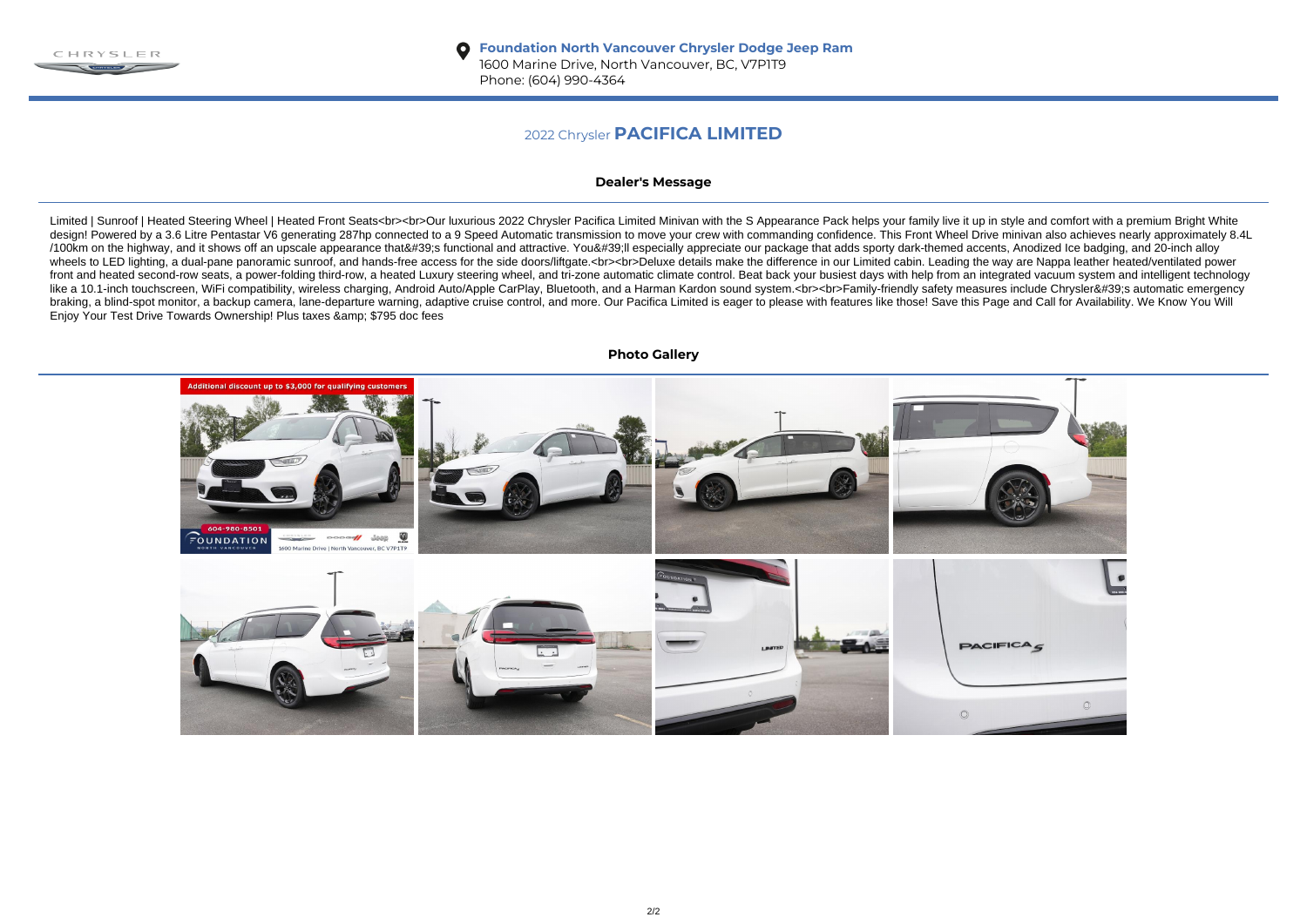**Foundation North Vancouver Chrysler Dodge Jeep Ram**
1600 Marine Drive, North Vancouver, BC, V7P1T9
Phone: (604) 990-4364

# 2022 Chrysler **PACIFICA LIMITED**

## Dealer's Message

Limited | Sunroof | Heated Steering Wheel | Heated Front Seats<br><br>Our luxurious 2022 Chrysler Pacifica Limited Minivan with the S Appearance Pack helps your family live it up in style and comfort with a premium Bright White design! Powered by a 3.6 Litre Pentastar V6 generating 287hp connected to a 9 Speed Automatic transmission to move your crew with commanding confidence. This Front Wheel Drive minivan also achieves nearly approximately 8.4L /100km on the highway, and it shows off an upscale appearance that&#39;s functional and attractive. You&#39;ll especially appreciate our package that adds sporty dark-themed accents, Anodized Ice badging, and 20-inch alloy wheels to LED lighting, a dual-pane panoramic sunroof, and hands-free access for the side doors/liftgate.<br><br>Deluxe details make the difference in our Limited cabin. Leading the way are Nappa leather heated/ventilated power front and heated second-row seats, a power-folding third-row, a heated Luxury steering wheel, and tri-zone automatic climate control. Beat back your busiest days with help from an integrated vacuum system and intelligent technology like a 10.1-inch touchscreen, WiFi compatibility, wireless charging, Android Auto/Apple CarPlay, Bluetooth, and a Harman Kardon sound system.<br><br>Family-friendly safety measures include Chrysler&#39;s automatic emergency braking, a blind-spot monitor, a backup camera, lane-departure warning, adaptive cruise control, and more. Our Pacifica Limited is eager to please with features like those! Save this Page and Call for Availability. We Know You Will Enjoy Your Test Drive Towards Ownership! Plus taxes &amp; $795 doc fees

## Photo Gallery